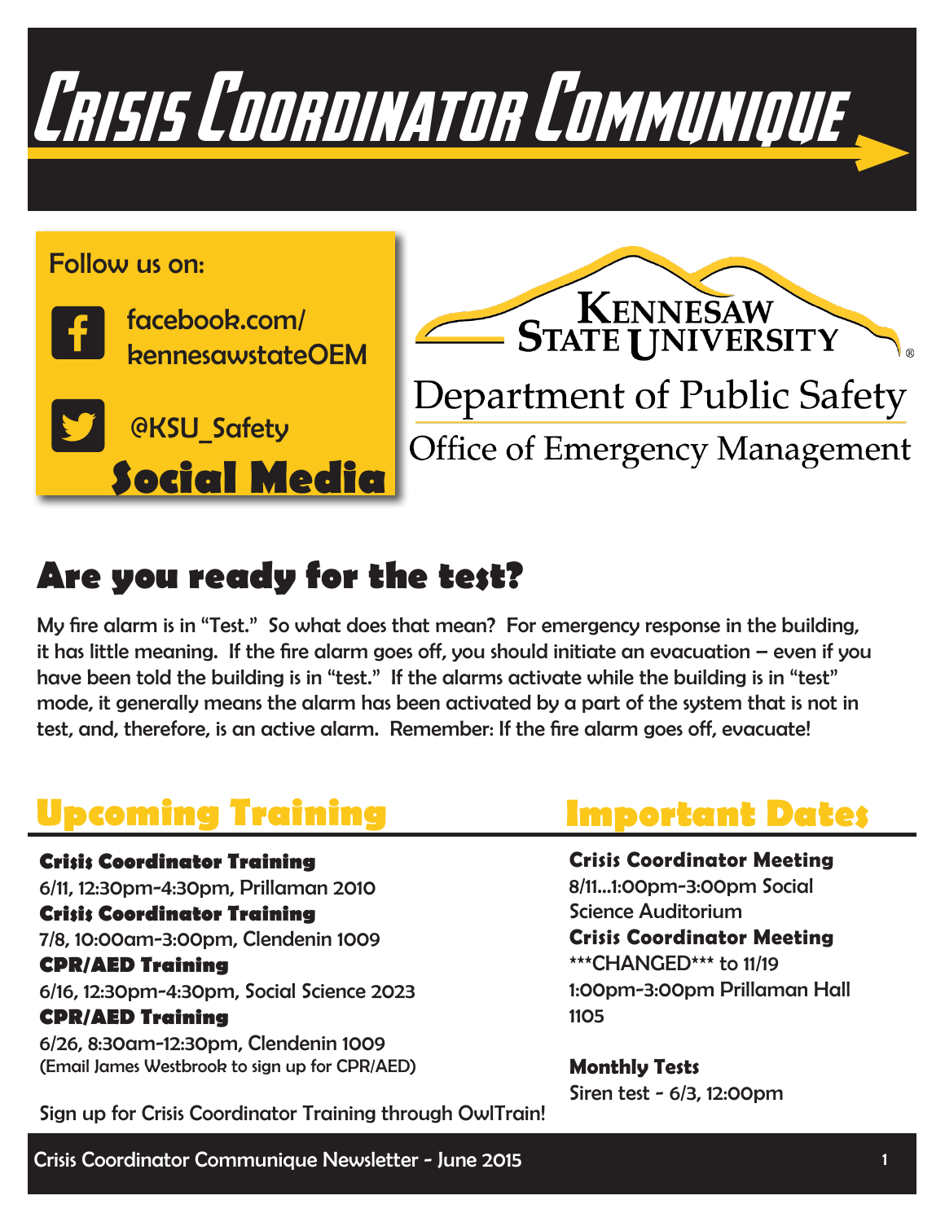# Crisis Coordinator Communique

**Follow us on:**

facebook.com/kennesawstateOEM

@KSU_Safety

**Social Media**

Kennesaw State University

Department of Public Safety

Office of Emergency Management

## Are you ready for the test?

My fire alarm is in "Test." So what does that mean? For emergency response in the building, it has little meaning. If the fire alarm goes off, you should initiate an evacuation – even if you have been told the building is in "test." If the alarms activate while the building is in "test" mode, it generally means the alarm has been activated by a part of the system that is not in test, and, therefore, is an active alarm. Remember: If the fire alarm goes off, evacuate!

## Upcoming Training

**Crisis Coordinator Training**
6/11, 12:30pm-4:30pm, Prillaman 2010

**Crisis Coordinator Training**
7/8, 10:00am-3:00pm, Clendenin 1009

**CPR/AED Training**
6/16, 12:30pm-4:30pm, Social Science 2023

**CPR/AED Training**
6/26, 8:30am-12:30pm, Clendenin 1009
(Email James Westbrook to sign up for CPR/AED)

Sign up for Crisis Coordinator Training through OwlTrain!

## Important Dates

**Crisis Coordinator Meeting**
8/11...1:00pm-3:00pm Social Science Auditorium

**Crisis Coordinator Meeting**
***CHANGED*** to 11/19 1:00pm-3:00pm Prillaman Hall 1105

**Monthly Tests**
Siren test - 6/3, 12:00pm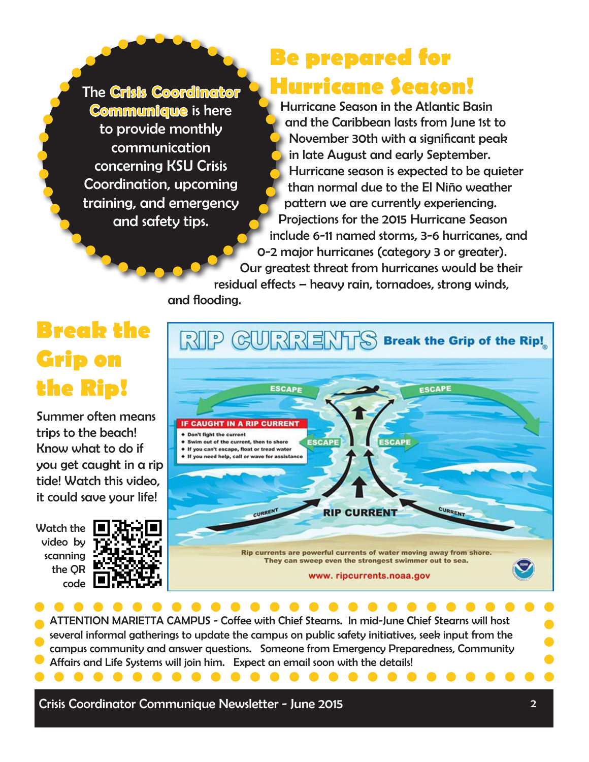The **Crisis Coordinator Communique** is here to provide monthly communication concerning KSU Crisis Coordination, upcoming training, and emergency and safety tips.

## Be prepared for Hurricane Season!

Hurricane Season in the Atlantic Basin and the Caribbean lasts from June 1st to November 30th with a significant peak in late August and early September. Hurricane season is expected to be quieter than normal due to the El Niño weather pattern we are currently experiencing. Projections for the 2015 Hurricane Season include 6-11 named storms, 3-6 hurricanes, and 0-2 major hurricanes (category 3 or greater). Our greatest threat from hurricanes would be their residual effects – heavy rain, tornadoes, strong winds, and flooding.

## Break the Grip on the Rip!

Summer often means trips to the beach! Know what to do if you get caught in a rip tide! Watch this video, it could save your life!

Watch the video by scanning the QR code

**RIP CURRENTS** Break the Grip of the Rip!®

ESCAPE ESCAPE

**IF CAUGHT IN A RIP CURRENT**

- Don't fight the current
- Swim out of the current, then to shore
- If you can't escape, float or tread water
- If you need help, call or wave for assistance

ESCAPE ESCAPE

CURRENT RIP CURRENT CURRENT

Rip currents are powerful currents of water moving away from shore. They can sweep even the strongest swimmer out to sea.

www. ripcurrents.noaa.gov

ATTENTION MARIETTA CAMPUS - Coffee with Chief Stearns. In mid-June Chief Stearns will host several informal gatherings to update the campus on public safety initiatives, seek input from the campus community and answer questions. Someone from Emergency Preparedness, Community Affairs and Life Systems will join him. Expect an email soon with the details!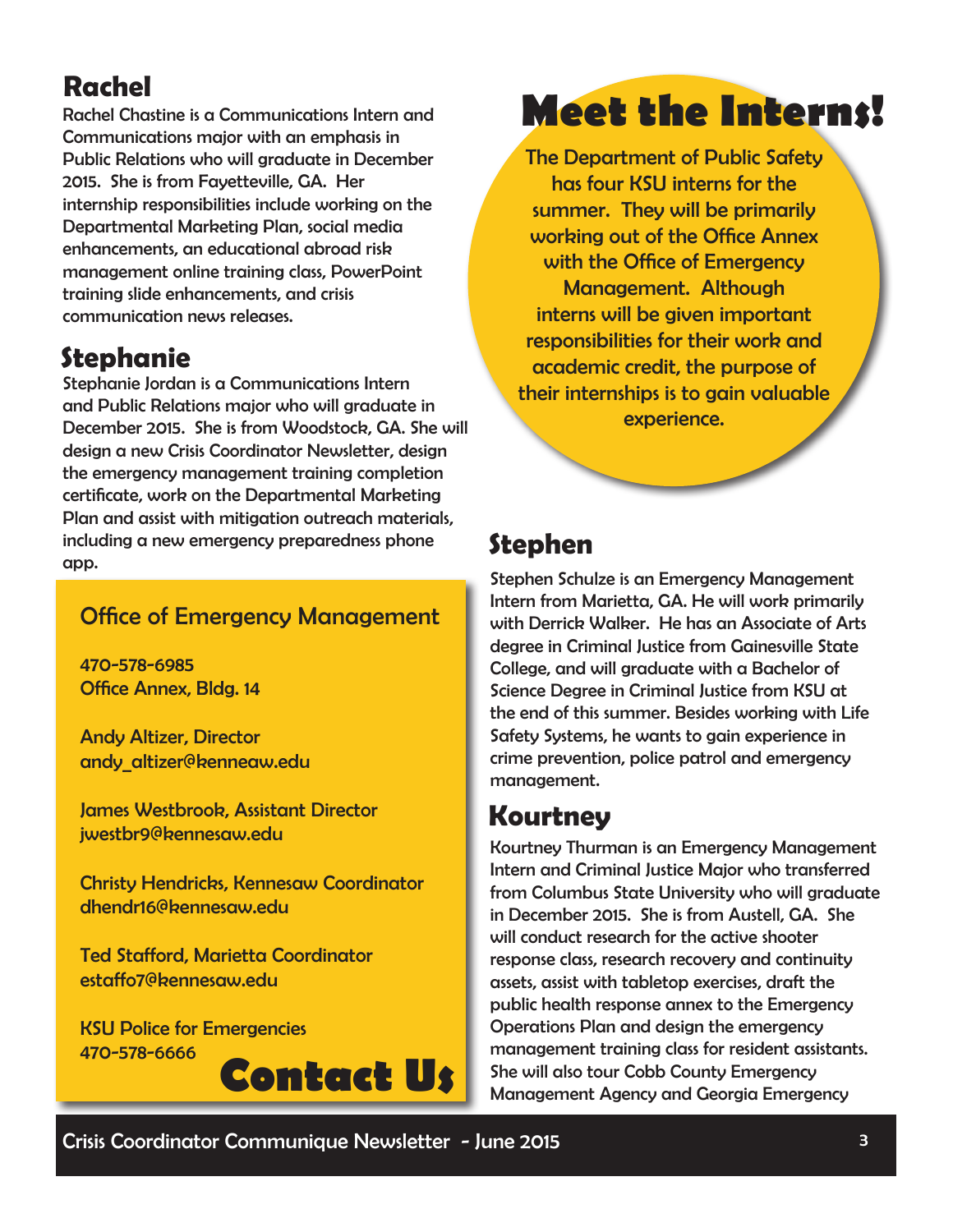# Meet the Interns!

The Department of Public Safety has four KSU interns for the summer. They will be primarily working out of the Office Annex with the Office of Emergency Management. Although interns will be given important responsibilities for their work and academic credit, the purpose of their internships is to gain valuable experience.

## Rachel

Rachel Chastine is a Communications Intern and Communications major with an emphasis in Public Relations who will graduate in December 2015. She is from Fayetteville, GA. Her internship responsibilities include working on the Departmental Marketing Plan, social media enhancements, an educational abroad risk management online training class, PowerPoint training slide enhancements, and crisis communication news releases.

## Stephanie

Stephanie Jordan is a Communications Intern and Public Relations major who will graduate in December 2015. She is from Woodstock, GA. She will design a new Crisis Coordinator Newsletter, design the emergency management training completion certificate, work on the Departmental Marketing Plan and assist with mitigation outreach materials, including a new emergency preparedness phone app.

## Stephen

Stephen Schulze is an Emergency Management Intern from Marietta, GA. He will work primarily with Derrick Walker. He has an Associate of Arts degree in Criminal Justice from Gainesville State College, and will graduate with a Bachelor of Science Degree in Criminal Justice from KSU at the end of this summer. Besides working with Life Safety Systems, he wants to gain experience in crime prevention, police patrol and emergency management.

## Kourtney

Kourtney Thurman is an Emergency Management Intern and Criminal Justice Major who transferred from Columbus State University who will graduate in December 2015. She is from Austell, GA. She will conduct research for the active shooter response class, research recovery and continuity assets, assist with tabletop exercises, draft the public health response annex to the Emergency Operations Plan and design the emergency management training class for resident assistants. She will also tour Cobb County Emergency Management Agency and Georgia Emergency

## Contact Us

**Office of Emergency Management**

470-578-6985
Office Annex, Bldg. 14

Andy Altizer, Director
andy_altizer@kenneaw.edu

James Westbrook, Assistant Director
jwestbr9@kennesaw.edu

Christy Hendricks, Kennesaw Coordinator
dhendr16@kennesaw.edu

Ted Stafford, Marietta Coordinator
estaffo7@kennesaw.edu

KSU Police for Emergencies
470-578-6666